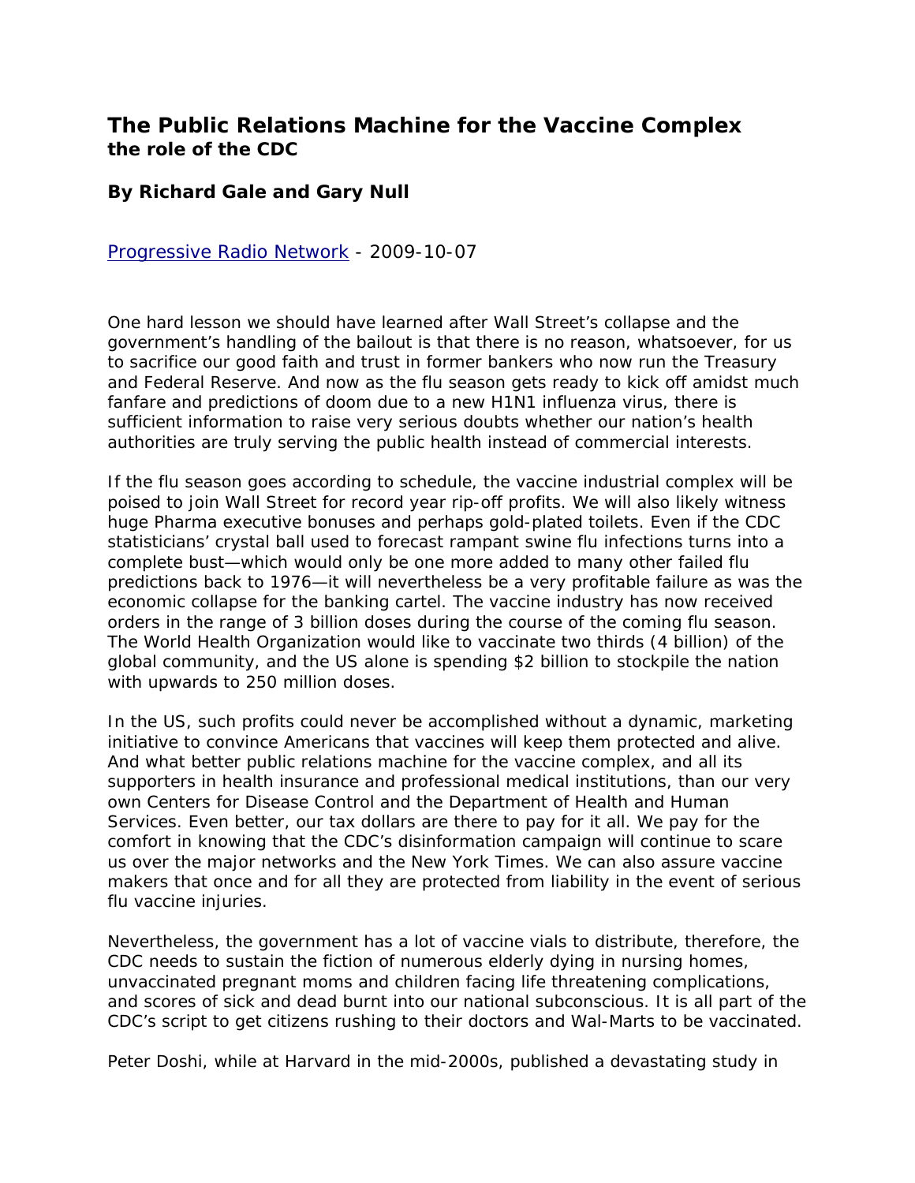# The Public Relations Machine for the Vaccine Complex
**the role of the CDC**

**By Richard Gale and Gary Null**

Progressive Radio Network - 2009-10-07

One hard lesson we should have learned after Wall Street's collapse and the government's handling of the bailout is that there is no reason, whatsoever, for us to sacrifice our good faith and trust in former bankers who now run the Treasury and Federal Reserve. And now as the flu season gets ready to kick off amidst much fanfare and predictions of doom due to a new H1N1 influenza virus, there is sufficient information to raise very serious doubts whether our nation's health authorities are truly serving the public health instead of commercial interests.

If the flu season goes according to schedule, the vaccine industrial complex will be poised to join Wall Street for record year rip-off profits. We will also likely witness huge Pharma executive bonuses and perhaps gold-plated toilets. Even if the CDC statisticians' crystal ball used to forecast rampant swine flu infections turns into a complete bust—which would only be one more added to many other failed flu predictions back to 1976—it will nevertheless be a very profitable failure as was the economic collapse for the banking cartel. The vaccine industry has now received orders in the range of 3 billion doses during the course of the coming flu season. The World Health Organization would like to vaccinate two thirds (4 billion) of the global community, and the US alone is spending $2 billion to stockpile the nation with upwards to 250 million doses.

In the US, such profits could never be accomplished without a dynamic, marketing initiative to convince Americans that vaccines will keep them protected and alive. And what better public relations machine for the vaccine complex, and all its supporters in health insurance and professional medical institutions, than our very own Centers for Disease Control and the Department of Health and Human Services. Even better, our tax dollars are there to pay for it all. We pay for the comfort in knowing that the CDC's disinformation campaign will continue to scare us over the major networks and the New York Times. We can also assure vaccine makers that once and for all they are protected from liability in the event of serious flu vaccine injuries.

Nevertheless, the government has a lot of vaccine vials to distribute, therefore, the CDC needs to sustain the fiction of numerous elderly dying in nursing homes, unvaccinated pregnant moms and children facing life threatening complications, and scores of sick and dead burnt into our national subconscious. It is all part of the CDC's script to get citizens rushing to their doctors and Wal-Marts to be vaccinated.

Peter Doshi, while at Harvard in the mid-2000s, published a devastating study in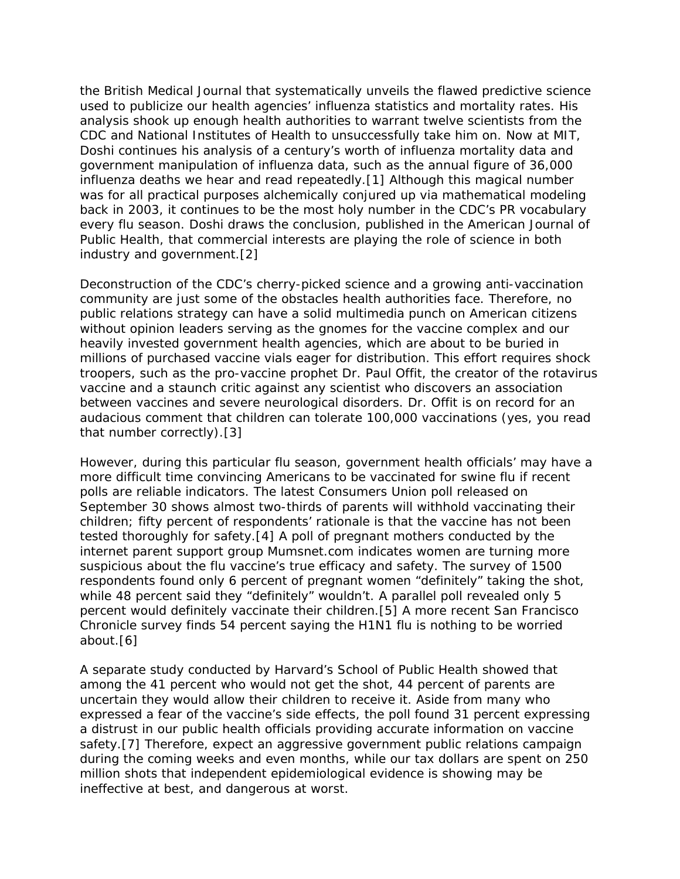the British Medical Journal that systematically unveils the flawed predictive science used to publicize our health agencies' influenza statistics and mortality rates. His analysis shook up enough health authorities to warrant twelve scientists from the CDC and National Institutes of Health to unsuccessfully take him on. Now at MIT, Doshi continues his analysis of a century's worth of influenza mortality data and government manipulation of influenza data, such as the annual figure of 36,000 influenza deaths we hear and read repeatedly.[1] Although this magical number was for all practical purposes alchemically conjured up via mathematical modeling back in 2003, it continues to be the most holy number in the CDC's PR vocabulary every flu season. Doshi draws the conclusion, published in the American Journal of Public Health, that commercial interests are playing the role of science in both industry and government.[2]

Deconstruction of the CDC's cherry-picked science and a growing anti-vaccination community are just some of the obstacles health authorities face. Therefore, no public relations strategy can have a solid multimedia punch on American citizens without opinion leaders serving as the gnomes for the vaccine complex and our heavily invested government health agencies, which are about to be buried in millions of purchased vaccine vials eager for distribution. This effort requires shock troopers, such as the pro-vaccine prophet Dr. Paul Offit, the creator of the rotavirus vaccine and a staunch critic against any scientist who discovers an association between vaccines and severe neurological disorders. Dr. Offit is on record for an audacious comment that children can tolerate 100,000 vaccinations (yes, you read that number correctly).[3]

However, during this particular flu season, government health officials' may have a more difficult time convincing Americans to be vaccinated for swine flu if recent polls are reliable indicators. The latest Consumers Union poll released on September 30 shows almost two-thirds of parents will withhold vaccinating their children; fifty percent of respondents' rationale is that the vaccine has not been tested thoroughly for safety.[4] A poll of pregnant mothers conducted by the internet parent support group Mumsnet.com indicates women are turning more suspicious about the flu vaccine's true efficacy and safety. The survey of 1500 respondents found only 6 percent of pregnant women "definitely" taking the shot, while 48 percent said they "definitely" wouldn't. A parallel poll revealed only 5 percent would definitely vaccinate their children.[5] A more recent San Francisco Chronicle survey finds 54 percent saying the H1N1 flu is nothing to be worried about.[6]

A separate study conducted by Harvard's School of Public Health showed that among the 41 percent who would not get the shot, 44 percent of parents are uncertain they would allow their children to receive it. Aside from many who expressed a fear of the vaccine's side effects, the poll found 31 percent expressing a distrust in our public health officials providing accurate information on vaccine safety.[7] Therefore, expect an aggressive government public relations campaign during the coming weeks and even months, while our tax dollars are spent on 250 million shots that independent epidemiological evidence is showing may be ineffective at best, and dangerous at worst.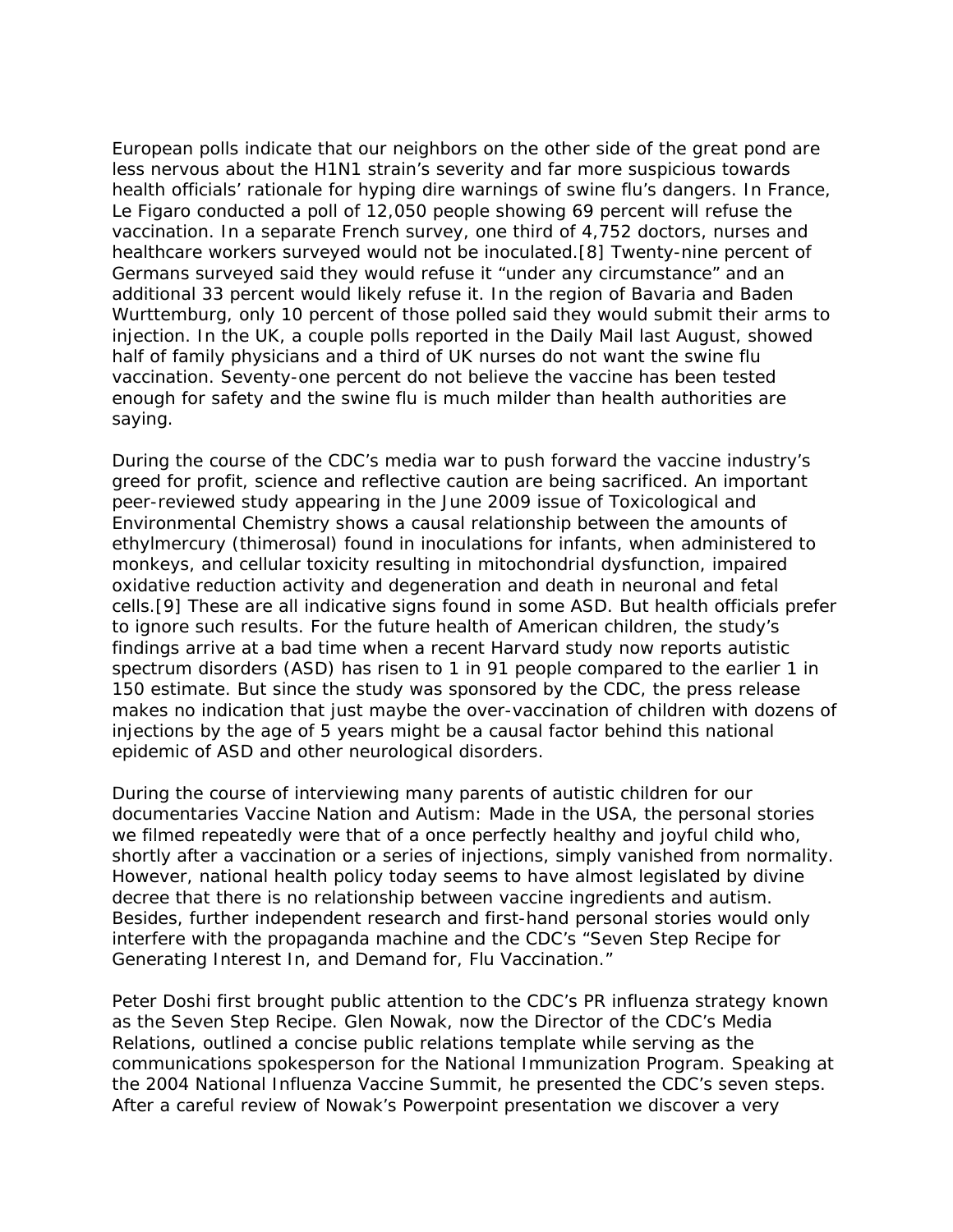European polls indicate that our neighbors on the other side of the great pond are less nervous about the H1N1 strain's severity and far more suspicious towards health officials' rationale for hyping dire warnings of swine flu's dangers. In France, Le Figaro conducted a poll of 12,050 people showing 69 percent will refuse the vaccination. In a separate French survey, one third of 4,752 doctors, nurses and healthcare workers surveyed would not be inoculated.[8] Twenty-nine percent of Germans surveyed said they would refuse it "under any circumstance" and an additional 33 percent would likely refuse it. In the region of Bavaria and Baden Wurttemburg, only 10 percent of those polled said they would submit their arms to injection. In the UK, a couple polls reported in the Daily Mail last August, showed half of family physicians and a third of UK nurses do not want the swine flu vaccination. Seventy-one percent do not believe the vaccine has been tested enough for safety and the swine flu is much milder than health authorities are saying.

During the course of the CDC's media war to push forward the vaccine industry's greed for profit, science and reflective caution are being sacrificed. An important peer-reviewed study appearing in the June 2009 issue of Toxicological and Environmental Chemistry shows a causal relationship between the amounts of ethylmercury (thimerosal) found in inoculations for infants, when administered to monkeys, and cellular toxicity resulting in mitochondrial dysfunction, impaired oxidative reduction activity and degeneration and death in neuronal and fetal cells.[9] These are all indicative signs found in some ASD. But health officials prefer to ignore such results. For the future health of American children, the study's findings arrive at a bad time when a recent Harvard study now reports autistic spectrum disorders (ASD) has risen to 1 in 91 people compared to the earlier 1 in 150 estimate. But since the study was sponsored by the CDC, the press release makes no indication that just maybe the over-vaccination of children with dozens of injections by the age of 5 years might be a causal factor behind this national epidemic of ASD and other neurological disorders.

During the course of interviewing many parents of autistic children for our documentaries Vaccine Nation and Autism: Made in the USA, the personal stories we filmed repeatedly were that of a once perfectly healthy and joyful child who, shortly after a vaccination or a series of injections, simply vanished from normality. However, national health policy today seems to have almost legislated by divine decree that there is no relationship between vaccine ingredients and autism. Besides, further independent research and first-hand personal stories would only interfere with the propaganda machine and the CDC's "Seven Step Recipe for Generating Interest In, and Demand for, Flu Vaccination."

Peter Doshi first brought public attention to the CDC's PR influenza strategy known as the Seven Step Recipe. Glen Nowak, now the Director of the CDC's Media Relations, outlined a concise public relations template while serving as the communications spokesperson for the National Immunization Program. Speaking at the 2004 National Influenza Vaccine Summit, he presented the CDC's seven steps. After a careful review of Nowak's Powerpoint presentation we discover a very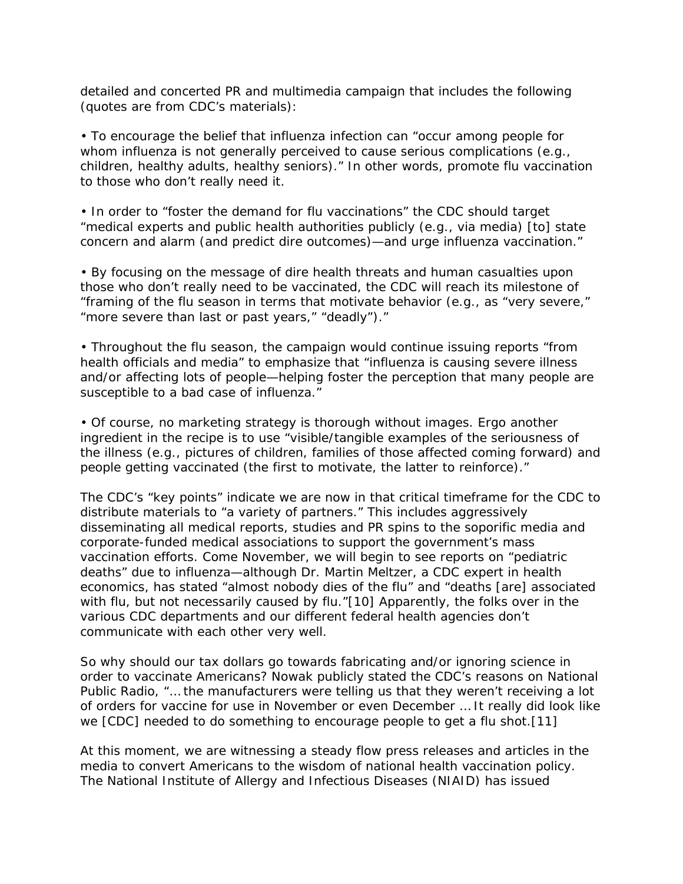detailed and concerted PR and multimedia campaign that includes the following (quotes are from CDC's materials):

• To encourage the belief that influenza infection can "occur among people for whom influenza is not generally perceived to cause serious complications (e.g., children, healthy adults, healthy seniors)." In other words, promote flu vaccination to those who don't really need it.

• In order to "foster the demand for flu vaccinations" the CDC should target "medical experts and public health authorities publicly (e.g., via media) [to] state concern and alarm (and predict dire outcomes)—and urge influenza vaccination."

• By focusing on the message of dire health threats and human casualties upon those who don't really need to be vaccinated, the CDC will reach its milestone of "framing of the flu season in terms that motivate behavior (e.g., as "very severe," "more severe than last or past years," "deadly")."

• Throughout the flu season, the campaign would continue issuing reports "from health officials and media" to emphasize that "influenza is causing severe illness and/or affecting lots of people—helping foster the perception that many people are susceptible to a bad case of influenza."

• Of course, no marketing strategy is thorough without images. Ergo another ingredient in the recipe is to use "visible/tangible examples of the seriousness of the illness (e.g., pictures of children, families of those affected coming forward) and people getting vaccinated (the first to motivate, the latter to reinforce)."

The CDC's "key points" indicate we are now in that critical timeframe for the CDC to distribute materials to "a variety of partners." This includes aggressively disseminating all medical reports, studies and PR spins to the soporific media and corporate-funded medical associations to support the government's mass vaccination efforts. Come November, we will begin to see reports on "pediatric deaths" due to influenza—although Dr. Martin Meltzer, a CDC expert in health economics, has stated "almost nobody dies of the flu" and "deaths [are] associated with flu, but not necessarily caused by flu."[10] Apparently, the folks over in the various CDC departments and our different federal health agencies don't communicate with each other very well.

So why should our tax dollars go towards fabricating and/or ignoring science in order to vaccinate Americans? Nowak publicly stated the CDC's reasons on National Public Radio, "… the manufacturers were telling us that they weren't receiving a lot of orders for vaccine for use in November or even December … It really did look like we [CDC] needed to do something to encourage people to get a flu shot.[11]

At this moment, we are witnessing a steady flow press releases and articles in the media to convert Americans to the wisdom of national health vaccination policy. The National Institute of Allergy and Infectious Diseases (NIAID) has issued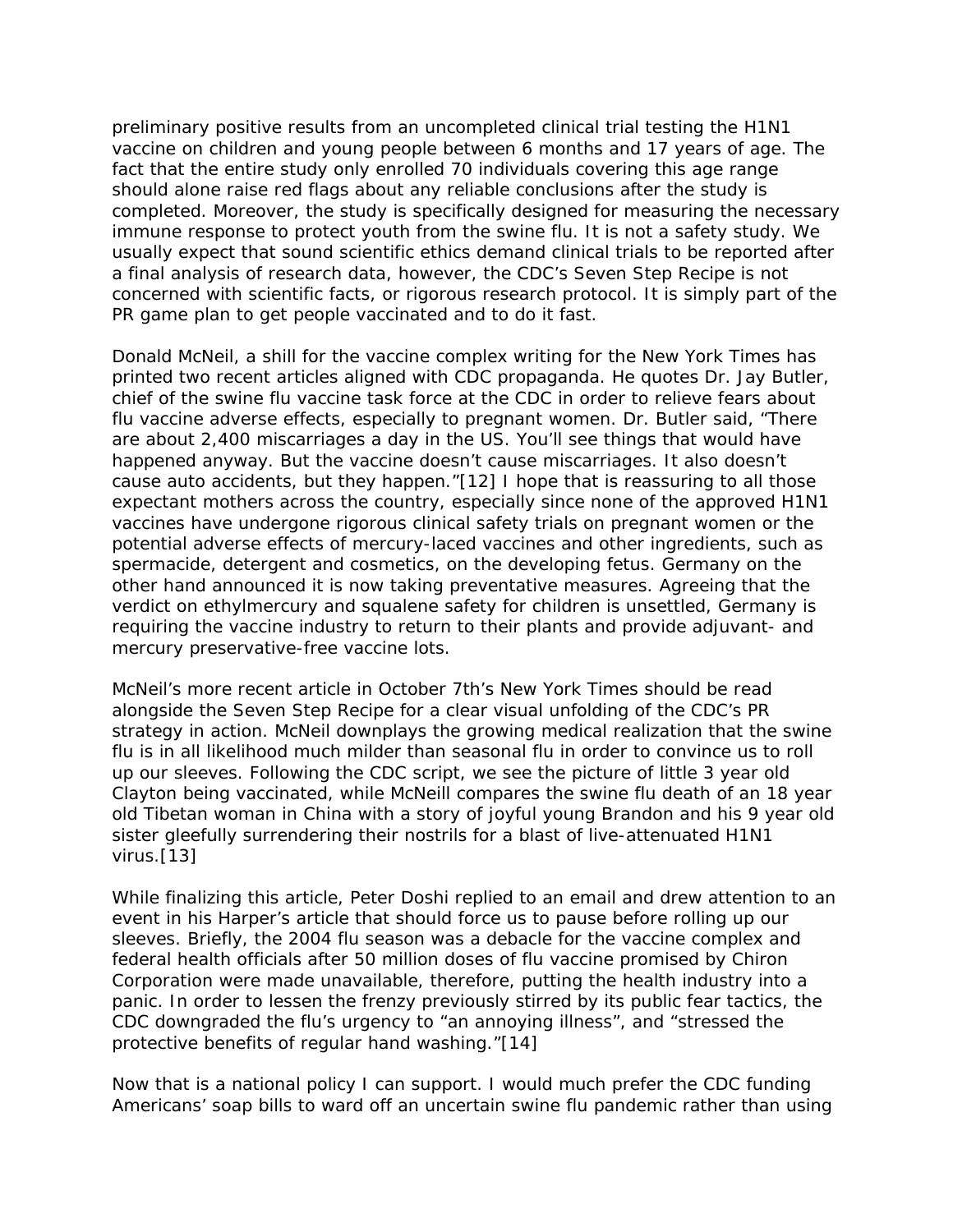preliminary positive results from an uncompleted clinical trial testing the H1N1 vaccine on children and young people between 6 months and 17 years of age. The fact that the entire study only enrolled 70 individuals covering this age range should alone raise red flags about any reliable conclusions after the study is completed. Moreover, the study is specifically designed for measuring the necessary immune response to protect youth from the swine flu. It is not a safety study. We usually expect that sound scientific ethics demand clinical trials to be reported after a final analysis of research data, however, the CDC's Seven Step Recipe is not concerned with scientific facts, or rigorous research protocol. It is simply part of the PR game plan to get people vaccinated and to do it fast.

Donald McNeil, a shill for the vaccine complex writing for the New York Times has printed two recent articles aligned with CDC propaganda. He quotes Dr. Jay Butler, chief of the swine flu vaccine task force at the CDC in order to relieve fears about flu vaccine adverse effects, especially to pregnant women. Dr. Butler said, "There are about 2,400 miscarriages a day in the US. You'll see things that would have happened anyway. But the vaccine doesn't cause miscarriages. It also doesn't cause auto accidents, but they happen."[12] I hope that is reassuring to all those expectant mothers across the country, especially since none of the approved H1N1 vaccines have undergone rigorous clinical safety trials on pregnant women or the potential adverse effects of mercury-laced vaccines and other ingredients, such as spermacide, detergent and cosmetics, on the developing fetus. Germany on the other hand announced it is now taking preventative measures. Agreeing that the verdict on ethylmercury and squalene safety for children is unsettled, Germany is requiring the vaccine industry to return to their plants and provide adjuvant- and mercury preservative-free vaccine lots.

McNeil's more recent article in October 7th's New York Times should be read alongside the Seven Step Recipe for a clear visual unfolding of the CDC's PR strategy in action. McNeil downplays the growing medical realization that the swine flu is in all likelihood much milder than seasonal flu in order to convince us to roll up our sleeves. Following the CDC script, we see the picture of little 3 year old Clayton being vaccinated, while McNeill compares the swine flu death of an 18 year old Tibetan woman in China with a story of joyful young Brandon and his 9 year old sister gleefully surrendering their nostrils for a blast of live-attenuated H1N1 virus.[13]

While finalizing this article, Peter Doshi replied to an email and drew attention to an event in his Harper's article that should force us to pause before rolling up our sleeves. Briefly, the 2004 flu season was a debacle for the vaccine complex and federal health officials after 50 million doses of flu vaccine promised by Chiron Corporation were made unavailable, therefore, putting the health industry into a panic. In order to lessen the frenzy previously stirred by its public fear tactics, the CDC downgraded the flu's urgency to "an annoying illness", and "stressed the protective benefits of regular hand washing."[14]

Now that is a national policy I can support. I would much prefer the CDC funding Americans' soap bills to ward off an uncertain swine flu pandemic rather than using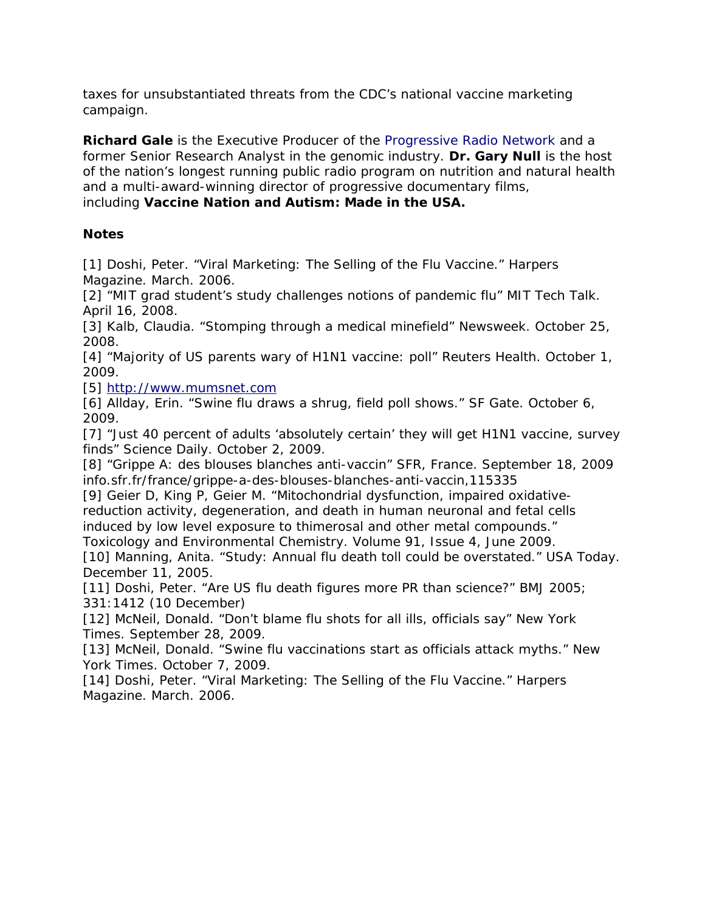taxes for unsubstantiated threats from the CDC's national vaccine marketing campaign.

**Richard Gale** is the Executive Producer of the Progressive Radio Network and a former Senior Research Analyst in the genomic industry. **Dr. Gary Null** is the host of the nation's longest running public radio program on nutrition and natural health and a multi-award-winning director of progressive documentary films, including **Vaccine Nation and Autism: Made in the USA.**

**Notes**

[1] Doshi, Peter. "Viral Marketing: The Selling of the Flu Vaccine." Harpers Magazine. March. 2006.
[2] "MIT grad student's study challenges notions of pandemic flu" MIT Tech Talk. April 16, 2008.
[3] Kalb, Claudia. "Stomping through a medical minefield" Newsweek. October 25, 2008.
[4] "Majority of US parents wary of H1N1 vaccine: poll" Reuters Health. October 1, 2009.
[5] http://www.mumsnet.com
[6] Allday, Erin. "Swine flu draws a shrug, field poll shows." SF Gate. October 6, 2009.
[7] "Just 40 percent of adults 'absolutely certain' they will get H1N1 vaccine, survey finds" Science Daily. October 2, 2009.
[8] "Grippe A: des blouses blanches anti-vaccin" SFR, France. September 18, 2009 info.sfr.fr/france/grippe-a-des-blouses-blanches-anti-vaccin,115335
[9] Geier D, King P, Geier M. "Mitochondrial dysfunction, impaired oxidative-reduction activity, degeneration, and death in human neuronal and fetal cells induced by low level exposure to thimerosal and other metal compounds." Toxicology and Environmental Chemistry. Volume 91, Issue 4, June 2009.
[10] Manning, Anita. "Study: Annual flu death toll could be overstated." USA Today. December 11, 2005.
[11] Doshi, Peter. "Are US flu death figures more PR than science?" BMJ 2005; 331:1412 (10 December)
[12] McNeil, Donald. "Don't blame flu shots for all ills, officials say" New York Times. September 28, 2009.
[13] McNeil, Donald. "Swine flu vaccinations start as officials attack myths." New York Times. October 7, 2009.
[14] Doshi, Peter. "Viral Marketing: The Selling of the Flu Vaccine." Harpers Magazine. March. 2006.